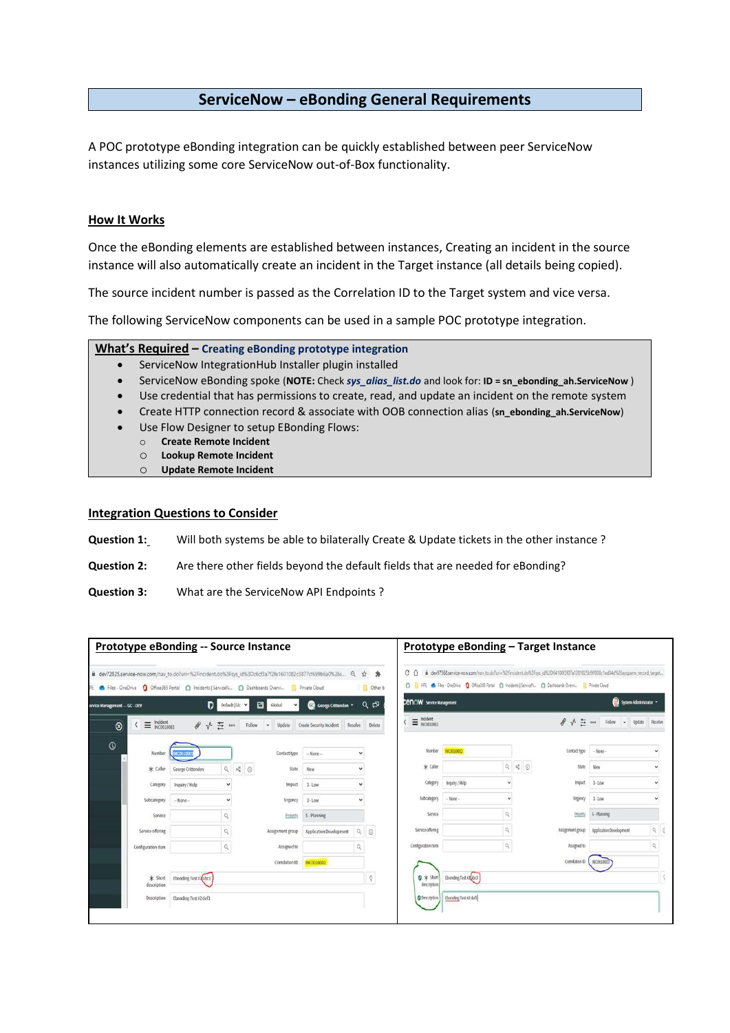# ServiceNow – eBonding General Requirements

A POC prototype eBonding integration can be quickly established between peer ServiceNow instances utilizing some core ServiceNow out-of-Box functionality.

## How It Works

Once the eBonding elements are established between instances, Creating an incident in the source instance will also automatically create an incident in the Target instance (all details being copied).

The source incident number is passed as the Correlation ID to the Target system and vice versa.

The following ServiceNow components can be used in a sample POC prototype integration.

### What's Required – Creating eBonding prototype integration

- ServiceNow IntegrationHub Installer plugin installed
- ServiceNow eBonding spoke (**NOTE:** Check ***sys_alias_list.do*** and look for: **ID = sn_ebonding_ah.ServiceNow** )
- Use credential that has permissions to create, read, and update an incident on the remote system
- Create HTTP connection record & associate with OOB connection alias (**sn_ebonding_ah.ServiceNow**)
- Use Flow Designer to setup EBonding Flows:
  - **Create Remote Incident**
  - **Lookup Remote Incident**
  - **Update Remote Incident**

## Integration Questions to Consider

**Question 1:** Will both systems be able to bilaterally Create & Update tickets in the other instance ?

**Question 2:** Are there other fields beyond the default fields that are needed for eBonding?

**Question 3:** What are the ServiceNow API Endpoints ?

| **Prototype eBonding -- Source Instance** | **Prototype eBonding – Target Instance** |
| --- | --- |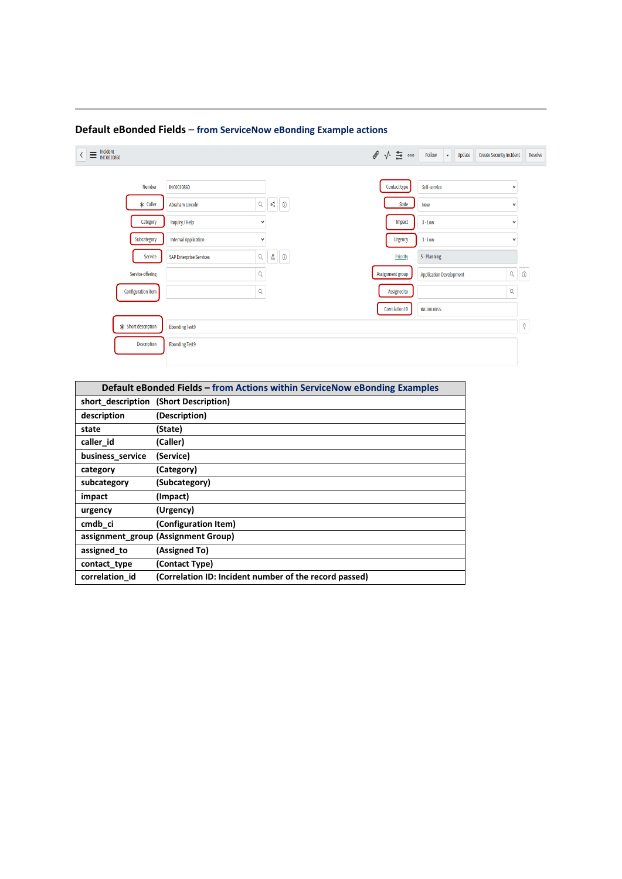**Default eBonded Fields** – **from ServiceNow eBonding Example actions**

| Default eBonded Fields – from Actions within ServiceNow eBonding Examples | |
|---|---|
| short_description | (Short Description) |
| description | (Description) |
| state | (State) |
| caller_id | (Caller) |
| business_service | (Service) |
| category | (Category) |
| subcategory | (Subcategory) |
| impact | (Impact) |
| urgency | (Urgency) |
| cmdb_ci | (Configuration Item) |
| assignment_group | (Assignment Group) |
| assigned_to | (Assigned To) |
| contact_type | (Contact Type) |
| correlation_id | (Correlation ID: Incident number of the record passed) |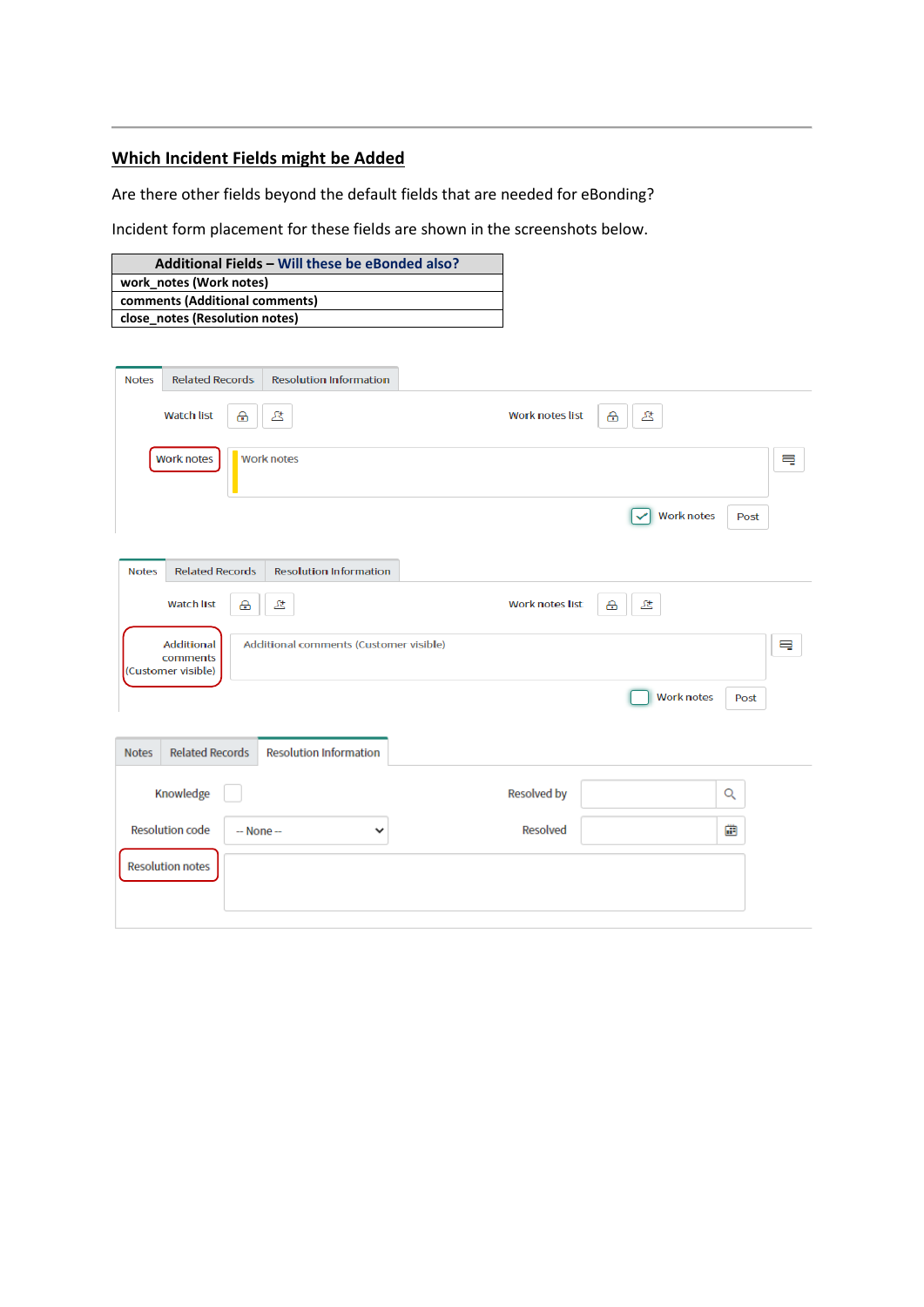## Which Incident Fields might be Added

Are there other fields beyond the default fields that are needed for eBonding?

Incident form placement for these fields are shown in the screenshots below.

| **Additional Fields – Will these be eBonded also?** |
|---|
| **work_notes (Work notes)** |
| **comments (Additional comments)** |
| **close_notes (Resolution notes)** |